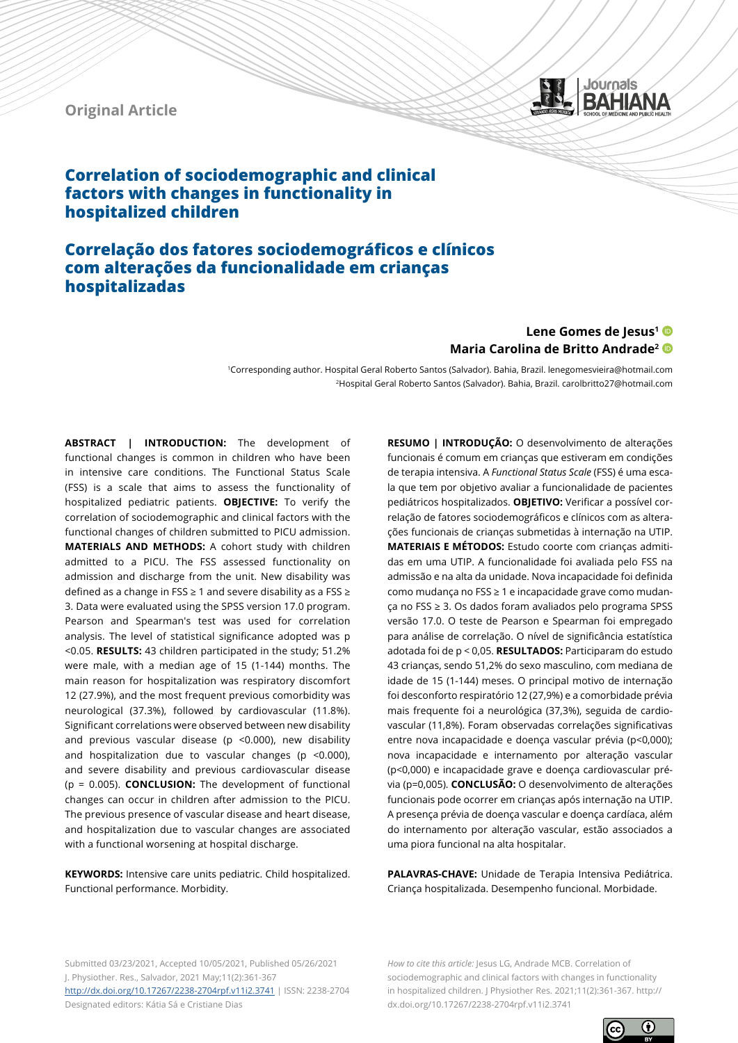Original Article

# Correlation of sociodemographic and clinical factors with changes in functionality in hospitalized children

# Correlação dos fatores sociodemográficos e clínicos com alterações da funcionalidade em crianças hospitalizadas

**Lene Gomes de Jesus[1]**
**Maria Carolina de Britto Andrade[2]**

[1]Corresponding author. Hospital Geral Roberto Santos (Salvador). Bahia, Brazil. lenegomesvieira@hotmail.com
[2]Hospital Geral Roberto Santos (Salvador). Bahia, Brazil. carolbritto27@hotmail.com

**ABSTRACT | INTRODUCTION:** The development of functional changes is common in children who have been in intensive care conditions. The Functional Status Scale (FSS) is a scale that aims to assess the functionality of hospitalized pediatric patients. **OBJECTIVE:** To verify the correlation of sociodemographic and clinical factors with the functional changes of children submitted to PICU admission. **MATERIALS AND METHODS:** A cohort study with children admitted to a PICU. The FSS assessed functionality on admission and discharge from the unit. New disability was defined as a change in FSS ≥ 1 and severe disability as a FSS ≥ 3. Data were evaluated using the SPSS version 17.0 program. Pearson and Spearman's test was used for correlation analysis. The level of statistical significance adopted was $p < 0.05$. **RESULTS:** 43 children participated in the study; 51.2% were male, with a median age of 15 (1-144) months. The main reason for hospitalization was respiratory discomfort 12 (27.9%), and the most frequent previous comorbidity was neurological (37.3%), followed by cardiovascular (11.8%). Significant correlations were observed between new disability and previous vascular disease ($p < 0.000$), new disability and hospitalization due to vascular changes ($p < 0.000$), and severe disability and previous cardiovascular disease ($p = 0.005$). **CONCLUSION:** The development of functional changes can occur in children after admission to the PICU. The previous presence of vascular disease and heart disease, and hospitalization due to vascular changes are associated with a functional worsening at hospital discharge.

**KEYWORDS:** Intensive care units pediatric. Child hospitalized. Functional performance. Morbidity.

**RESUMO | INTRODUÇÃO:** O desenvolvimento de alterações funcionais é comum em crianças que estiveram em condições de terapia intensiva. A *Functional Status Scale* (FSS) é uma escala que tem por objetivo avaliar a funcionalidade de pacientes pediátricos hospitalizados. **OBJETIVO:** Verificar a possível correlação de fatores sociodemográficos e clínicos com as alterações funcionais de crianças submetidas à internação na UTIP. **MATERIAIS E MÉTODOS:** Estudo coorte com crianças admitidas em uma UTIP. A funcionalidade foi avaliada pelo FSS na admissão e na alta da unidade. Nova incapacidade foi definida como mudança no FSS ≥ 1 e incapacidade grave como mudança no FSS ≥ 3. Os dados foram avaliados pelo programa SPSS versão 17.0. O teste de Pearson e Spearman foi empregado para análise de correlação. O nível de significância estatística adotada foi de $p < 0{,}05$. **RESULTADOS:** Participaram do estudo 43 crianças, sendo 51,2% do sexo masculino, com mediana de idade de 15 (1-144) meses. O principal motivo de internação foi desconforto respiratório 12 (27,9%) e a comorbidade prévia mais frequente foi a neurológica (37,3%), seguida de cardiovascular (11,8%). Foram observadas correlações significativas entre nova incapacidade e doença vascular prévia ($p<0{,}000$); nova incapacidade e internamento por alteração vascular ($p<0{,}000$) e incapacidade grave e doença cardiovascular prévia ($p=0{,}005$). **CONCLUSÃO:** O desenvolvimento de alterações funcionais pode ocorrer em crianças após internação na UTIP. A presença prévia de doença vascular e doença cardíaca, além do internamento por alteração vascular, estão associados a uma piora funcional na alta hospitalar.

**PALAVRAS-CHAVE:** Unidade de Terapia Intensiva Pediátrica. Criança hospitalizada. Desempenho funcional. Morbidade.

Submitted 03/23/2021, Accepted 10/05/2021, Published 05/26/2021
J. Physiother. Res., Salvador, 2021 May;11(2):361-367
http://dx.doi.org/10.17267/2238-2704rpf.v11i2.3741 | ISSN: 2238-2704
Designated editors: Kátia Sá e Cristiane Dias

*How to cite this article:* Jesus LG, Andrade MCB. Correlation of sociodemographic and clinical factors with changes in functionality in hospitalized children. J Physiother Res. 2021;11(2):361-367. http://dx.doi.org/10.17267/2238-2704rpf.v11i2.3741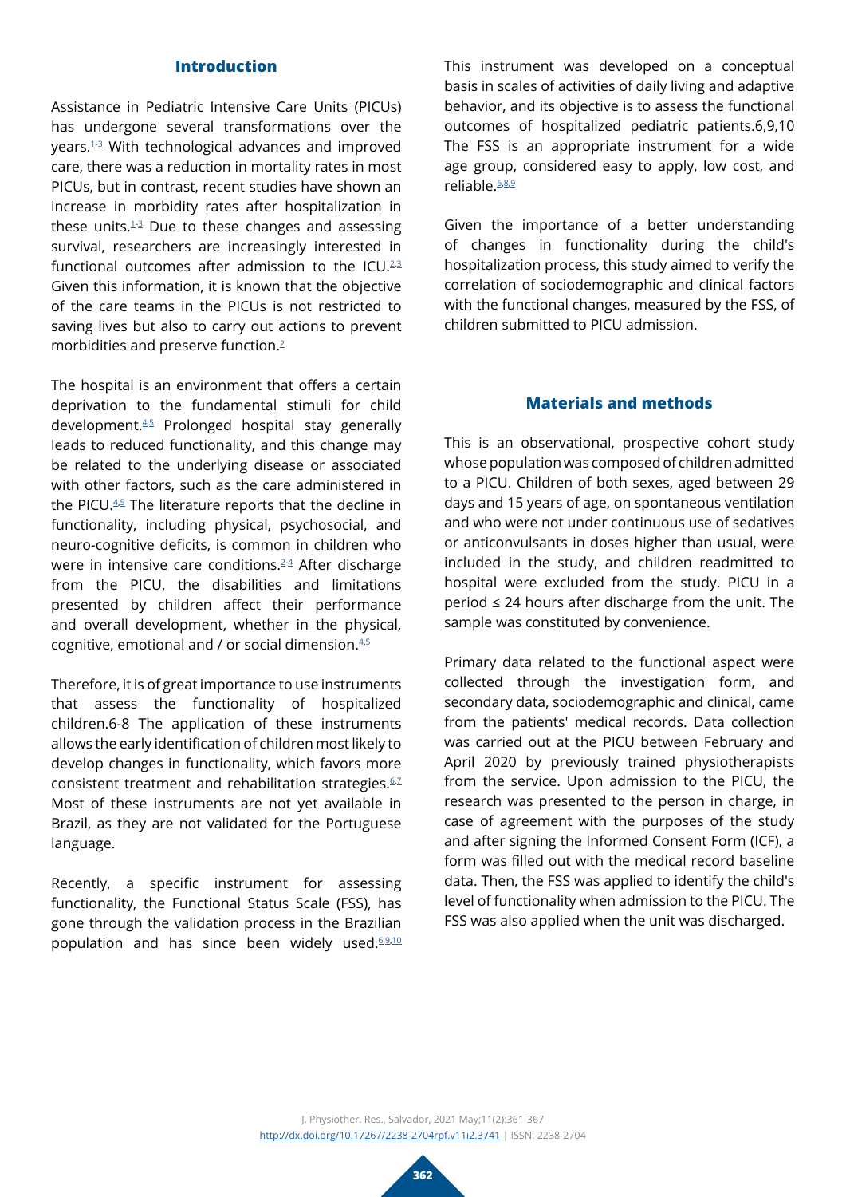## Introduction

Assistance in Pediatric Intensive Care Units (PICUs) has undergone several transformations over the years.[1-3] With technological advances and improved care, there was a reduction in mortality rates in most PICUs, but in contrast, recent studies have shown an increase in morbidity rates after hospitalization in these units.[1-3] Due to these changes and assessing survival, researchers are increasingly interested in functional outcomes after admission to the ICU.[2,3] Given this information, it is known that the objective of the care teams in the PICUs is not restricted to saving lives but also to carry out actions to prevent morbidities and preserve function.[2]

The hospital is an environment that offers a certain deprivation to the fundamental stimuli for child development.[4,5] Prolonged hospital stay generally leads to reduced functionality, and this change may be related to the underlying disease or associated with other factors, such as the care administered in the PICU.[4,5] The literature reports that the decline in functionality, including physical, psychosocial, and neuro-cognitive deficits, is common in children who were in intensive care conditions.[2-4] After discharge from the PICU, the disabilities and limitations presented by children affect their performance and overall development, whether in the physical, cognitive, emotional and / or social dimension.[4,5]

Therefore, it is of great importance to use instruments that assess the functionality of hospitalized children.6-8 The application of these instruments allows the early identification of children most likely to develop changes in functionality, which favors more consistent treatment and rehabilitation strategies.[6,7] Most of these instruments are not yet available in Brazil, as they are not validated for the Portuguese language.

Recently, a specific instrument for assessing functionality, the Functional Status Scale (FSS), has gone through the validation process in the Brazilian population and has since been widely used.[6,9,10] This instrument was developed on a conceptual basis in scales of activities of daily living and adaptive behavior, and its objective is to assess the functional outcomes of hospitalized pediatric patients.6,9,10 The FSS is an appropriate instrument for a wide age group, considered easy to apply, low cost, and reliable.[6,8,9]

Given the importance of a better understanding of changes in functionality during the child's hospitalization process, this study aimed to verify the correlation of sociodemographic and clinical factors with the functional changes, measured by the FSS, of children submitted to PICU admission.

## Materials and methods

This is an observational, prospective cohort study whose population was composed of children admitted to a PICU. Children of both sexes, aged between 29 days and 15 years of age, on spontaneous ventilation and who were not under continuous use of sedatives or anticonvulsants in doses higher than usual, were included in the study, and children readmitted to hospital were excluded from the study. PICU in a period ≤ 24 hours after discharge from the unit. The sample was constituted by convenience.

Primary data related to the functional aspect were collected through the investigation form, and secondary data, sociodemographic and clinical, came from the patients' medical records. Data collection was carried out at the PICU between February and April 2020 by previously trained physiotherapists from the service. Upon admission to the PICU, the research was presented to the person in charge, in case of agreement with the purposes of the study and after signing the Informed Consent Form (ICF), a form was filled out with the medical record baseline data. Then, the FSS was applied to identify the child's level of functionality when admission to the PICU. The FSS was also applied when the unit was discharged.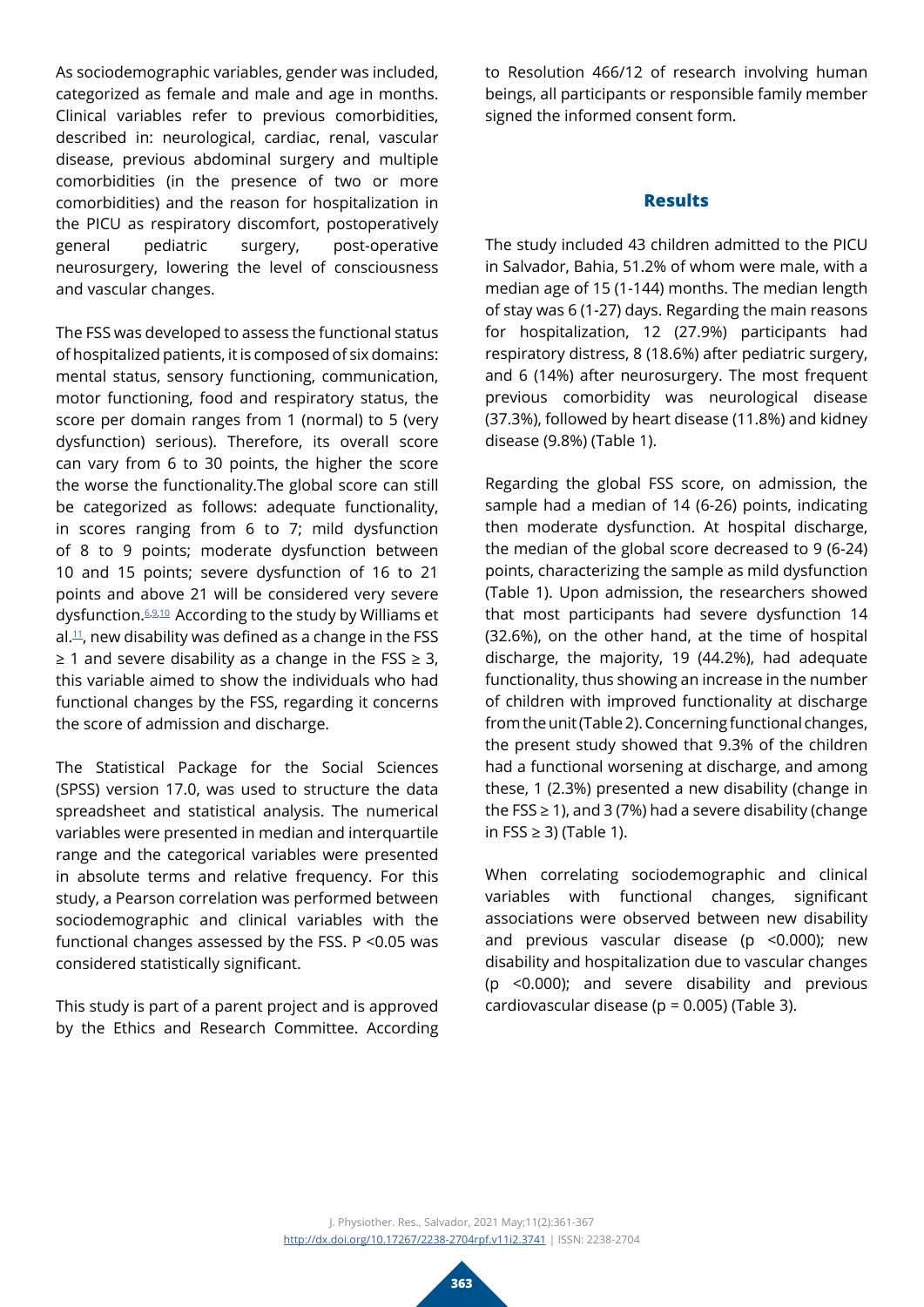As sociodemographic variables, gender was included, categorized as female and male and age in months. Clinical variables refer to previous comorbidities, described in: neurological, cardiac, renal, vascular disease, previous abdominal surgery and multiple comorbidities (in the presence of two or more comorbidities) and the reason for hospitalization in the PICU as respiratory discomfort, postoperatively general pediatric surgery, post-operative neurosurgery, lowering the level of consciousness and vascular changes.

The FSS was developed to assess the functional status of hospitalized patients, it is composed of six domains: mental status, sensory functioning, communication, motor functioning, food and respiratory status, the score per domain ranges from 1 (normal) to 5 (very dysfunction) serious). Therefore, its overall score can vary from 6 to 30 points, the higher the score the worse the functionality.The global score can still be categorized as follows: adequate functionality, in scores ranging from 6 to 7; mild dysfunction of 8 to 9 points; moderate dysfunction between 10 and 15 points; severe dysfunction of 16 to 21 points and above 21 will be considered very severe dysfunction.[6,9,10] According to the study by Williams et al.[11], new disability was defined as a change in the FSS ≥ 1 and severe disability as a change in the FSS ≥ 3, this variable aimed to show the individuals who had functional changes by the FSS, regarding it concerns the score of admission and discharge.

The Statistical Package for the Social Sciences (SPSS) version 17.0, was used to structure the data spreadsheet and statistical analysis. The numerical variables were presented in median and interquartile range and the categorical variables were presented in absolute terms and relative frequency. For this study, a Pearson correlation was performed between sociodemographic and clinical variables with the functional changes assessed by the FSS. P <0.05 was considered statistically significant.

This study is part of a parent project and is approved by the Ethics and Research Committee. According to Resolution 466/12 of research involving human beings, all participants or responsible family member signed the informed consent form.

## Results

The study included 43 children admitted to the PICU in Salvador, Bahia, 51.2% of whom were male, with a median age of 15 (1-144) months. The median length of stay was 6 (1-27) days. Regarding the main reasons for hospitalization, 12 (27.9%) participants had respiratory distress, 8 (18.6%) after pediatric surgery, and 6 (14%) after neurosurgery. The most frequent previous comorbidity was neurological disease (37.3%), followed by heart disease (11.8%) and kidney disease (9.8%) (Table 1).

Regarding the global FSS score, on admission, the sample had a median of 14 (6-26) points, indicating then moderate dysfunction. At hospital discharge, the median of the global score decreased to 9 (6-24) points, characterizing the sample as mild dysfunction (Table 1). Upon admission, the researchers showed that most participants had severe dysfunction 14 (32.6%), on the other hand, at the time of hospital discharge, the majority, 19 (44.2%), had adequate functionality, thus showing an increase in the number of children with improved functionality at discharge from the unit (Table 2). Concerning functional changes, the present study showed that 9.3% of the children had a functional worsening at discharge, and among these, 1 (2.3%) presented a new disability (change in the FSS ≥ 1), and 3 (7%) had a severe disability (change in FSS ≥ 3) (Table 1).

When correlating sociodemographic and clinical variables with functional changes, significant associations were observed between new disability and previous vascular disease (p <0.000); new disability and hospitalization due to vascular changes (p <0.000); and severe disability and previous cardiovascular disease (p = 0.005) (Table 3).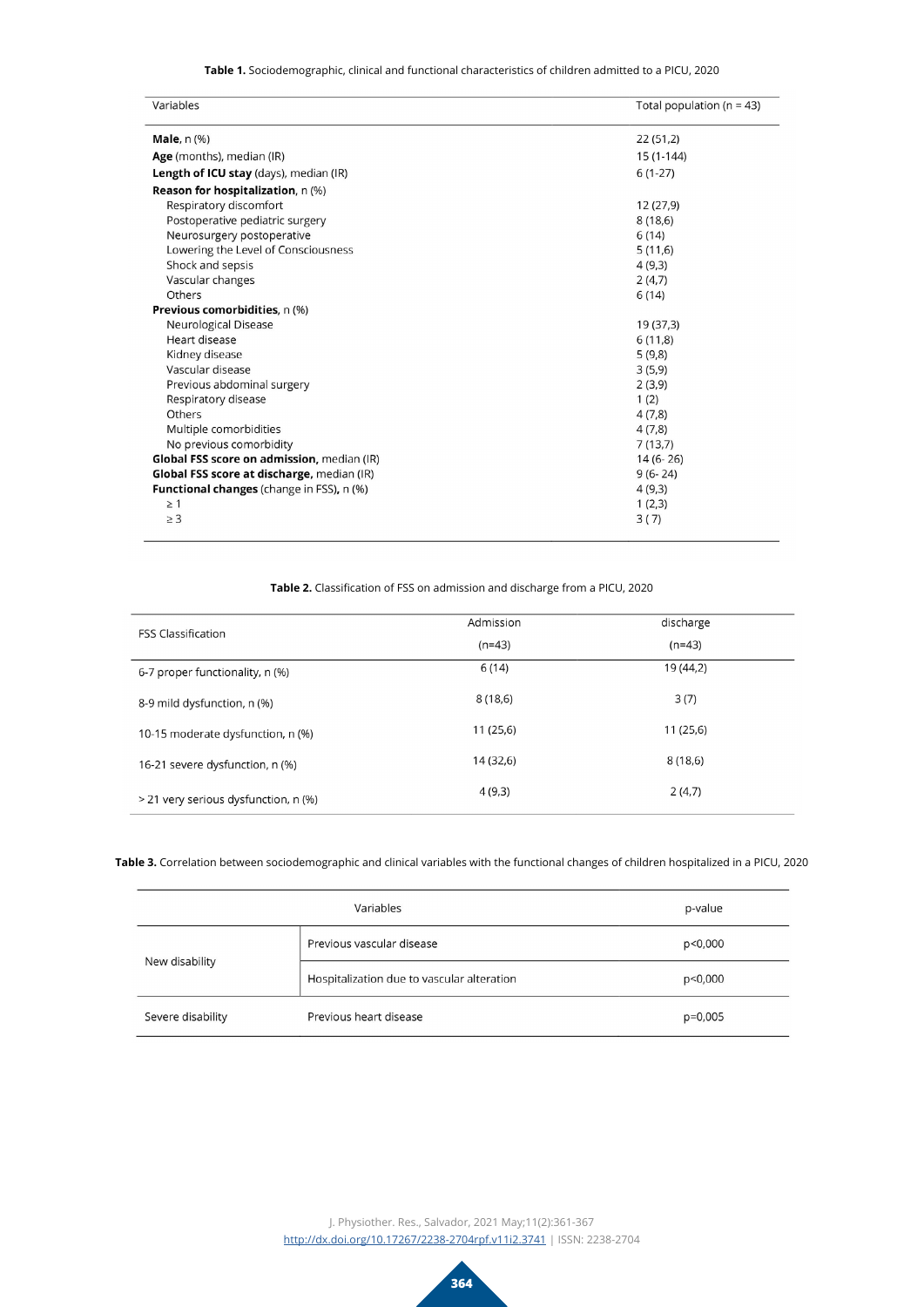**Table 1.** Sociodemographic, clinical and functional characteristics of children admitted to a PICU, 2020

| Variables | Total population (n = 43) |
|---|---|
| **Male**, n (%) | 22 (51,2) |
| **Age** (months), median (IR) | 15 (1-144) |
| **Length of ICU stay** (days), median (IR) | 6 (1-27) |
| **Reason for hospitalization**, n (%) | |
| Respiratory discomfort | 12 (27,9) |
| Postoperative pediatric surgery | 8 (18,6) |
| Neurosurgery postoperative | 6 (14) |
| Lowering the Level of Consciousness | 5 (11,6) |
| Shock and sepsis | 4 (9,3) |
| Vascular changes | 2 (4,7) |
| Others | 6 (14) |
| **Previous comorbidities**, n (%) | |
| Neurological Disease | 19 (37,3) |
| Heart disease | 6 (11,8) |
| Kidney disease | 5 (9,8) |
| Vascular disease | 3 (5,9) |
| Previous abdominal surgery | 2 (3,9) |
| Respiratory disease | 1 (2) |
| Others | 4 (7,8) |
| Multiple comorbidities | 4 (7,8) |
| No previous comorbidity | 7 (13,7) |
| **Global FSS score on admission**, median (IR) | 14 (6- 26) |
| **Global FSS score at discharge**, median (IR) | 9 (6- 24) |
| **Functional changes** (change in FSS), n (%) | 4 (9,3) |
| ≥ 1 | 1 (2,3) |
| ≥ 3 | 3 ( 7) |

**Table 2.** Classification of FSS on admission and discharge from a PICU, 2020

| FSS Classification | Admission (n=43) | discharge (n=43) |
|---|---|---|
| 6-7 proper functionality, n (%) | 6 (14) | 19 (44,2) |
| 8-9 mild dysfunction, n (%) | 8 (18,6) | 3 (7) |
| 10-15 moderate dysfunction, n (%) | 11 (25,6) | 11 (25,6) |
| 16-21 severe dysfunction, n (%) | 14 (32,6) | 8 (18,6) |
| > 21 very serious dysfunction, n (%) | 4 (9,3) | 2 (4,7) |

**Table 3.** Correlation between sociodemographic and clinical variables with the functional changes of children hospitalized in a PICU, 2020

| Variables | | p-value |
|---|---|---|
| New disability | Previous vascular disease | p<0,000 |
| | Hospitalization due to vascular alteration | p<0,000 |
| Severe disability | Previous heart disease | p=0,005 |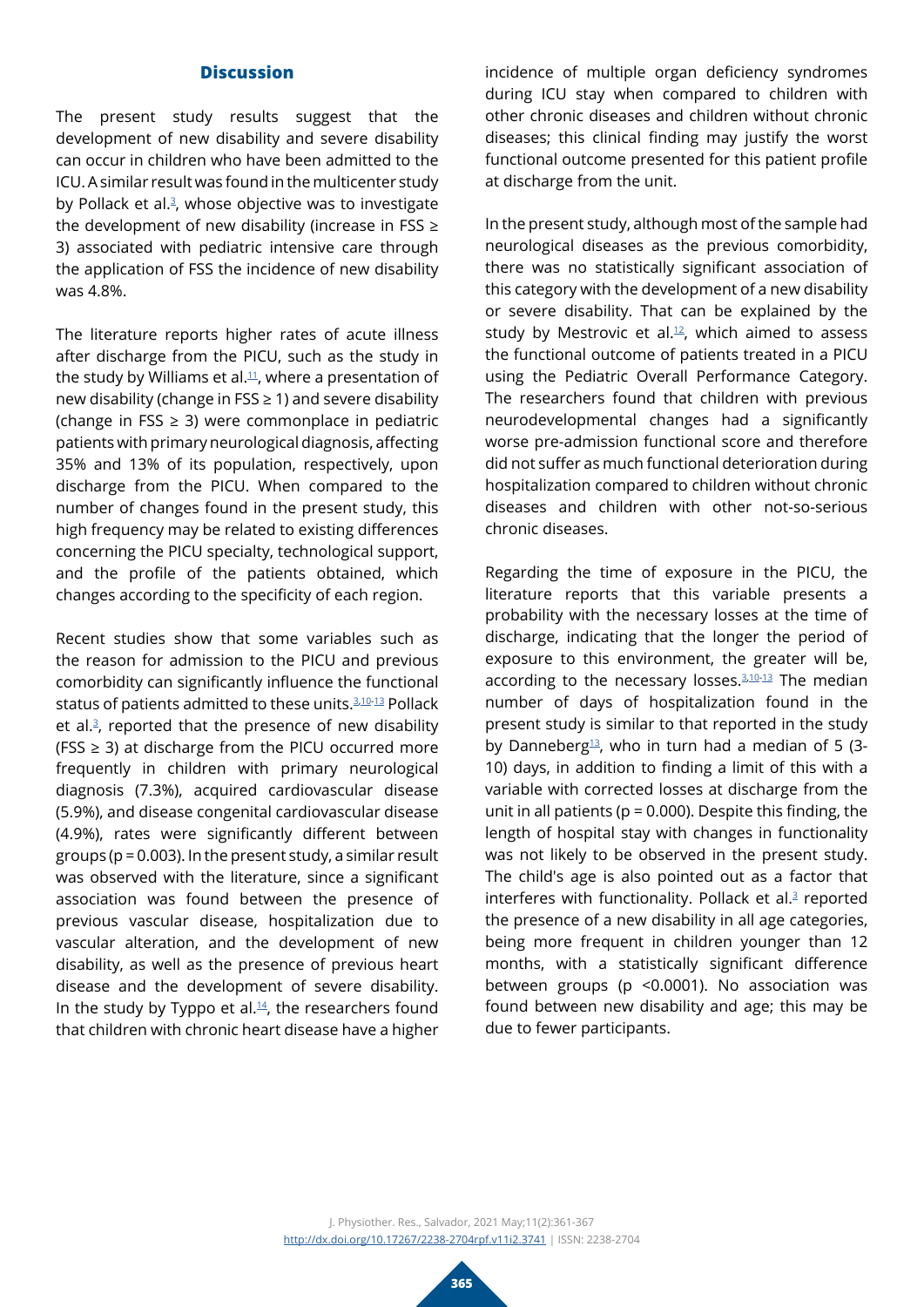## Discussion

The present study results suggest that the development of new disability and severe disability can occur in children who have been admitted to the ICU. A similar result was found in the multicenter study by Pollack et al.[3], whose objective was to investigate the development of new disability (increase in FSS ≥ 3) associated with pediatric intensive care through the application of FSS the incidence of new disability was 4.8%.

The literature reports higher rates of acute illness after discharge from the PICU, such as the study in the study by Williams et al.[11], where a presentation of new disability (change in FSS ≥ 1) and severe disability (change in FSS ≥ 3) were commonplace in pediatric patients with primary neurological diagnosis, affecting 35% and 13% of its population, respectively, upon discharge from the PICU. When compared to the number of changes found in the present study, this high frequency may be related to existing differences concerning the PICU specialty, technological support, and the profile of the patients obtained, which changes according to the specificity of each region.

Recent studies show that some variables such as the reason for admission to the PICU and previous comorbidity can significantly influence the functional status of patients admitted to these units.[3,10-13] Pollack et al.[3], reported that the presence of new disability (FSS ≥ 3) at discharge from the PICU occurred more frequently in children with primary neurological diagnosis (7.3%), acquired cardiovascular disease (5.9%), and disease congenital cardiovascular disease (4.9%), rates were significantly different between groups ($p = 0.003$). In the present study, a similar result was observed with the literature, since a significant association was found between the presence of previous vascular disease, hospitalization due to vascular alteration, and the development of new disability, as well as the presence of previous heart disease and the development of severe disability. In the study by Typpo et al.[14], the researchers found that children with chronic heart disease have a higher incidence of multiple organ deficiency syndromes during ICU stay when compared to children with other chronic diseases and children without chronic diseases; this clinical finding may justify the worst functional outcome presented for this patient profile at discharge from the unit.

In the present study, although most of the sample had neurological diseases as the previous comorbidity, there was no statistically significant association of this category with the development of a new disability or severe disability. That can be explained by the study by Mestrovic et al.[12], which aimed to assess the functional outcome of patients treated in a PICU using the Pediatric Overall Performance Category. The researchers found that children with previous neurodevelopmental changes had a significantly worse pre-admission functional score and therefore did not suffer as much functional deterioration during hospitalization compared to children without chronic diseases and children with other not-so-serious chronic diseases.

Regarding the time of exposure in the PICU, the literature reports that this variable presents a probability with the necessary losses at the time of discharge, indicating that the longer the period of exposure to this environment, the greater will be, according to the necessary losses.[3,10-13] The median number of days of hospitalization found in the present study is similar to that reported in the study by Danneberg[13], who in turn had a median of 5 (3-10) days, in addition to finding a limit of this with a variable with corrected losses at discharge from the unit in all patients ($p = 0.000$). Despite this finding, the length of hospital stay with changes in functionality was not likely to be observed in the present study. The child's age is also pointed out as a factor that interferes with functionality. Pollack et al.[3] reported the presence of a new disability in all age categories, being more frequent in children younger than 12 months, with a statistically significant difference between groups ($p < 0.0001$). No association was found between new disability and age; this may be due to fewer participants.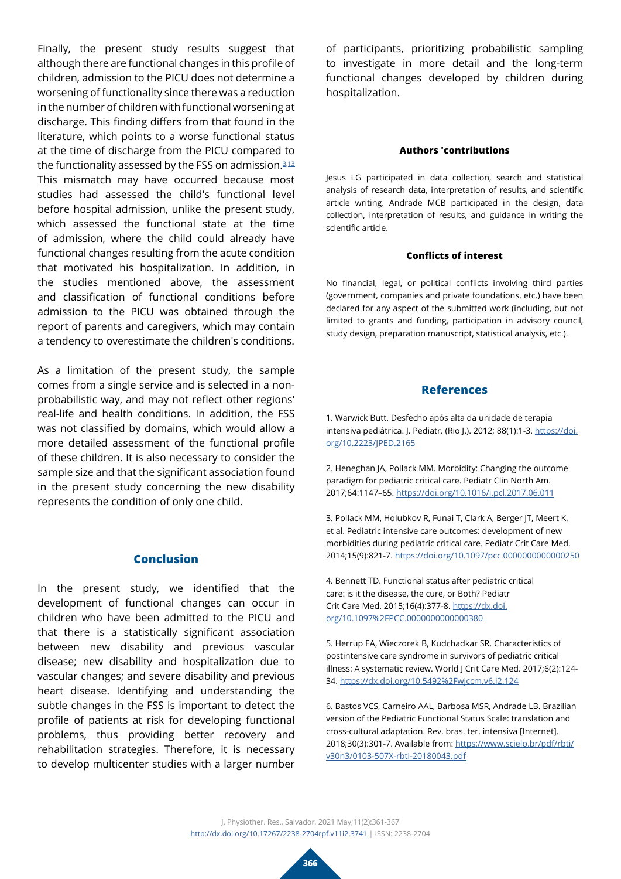Finally, the present study results suggest that although there are functional changes in this profile of children, admission to the PICU does not determine a worsening of functionality since there was a reduction in the number of children with functional worsening at discharge. This finding differs from that found in the literature, which points to a worse functional status at the time of discharge from the PICU compared to the functionality assessed by the FSS on admission.[3,13] This mismatch may have occurred because most studies had assessed the child's functional level before hospital admission, unlike the present study, which assessed the functional state at the time of admission, where the child could already have functional changes resulting from the acute condition that motivated his hospitalization. In addition, in the studies mentioned above, the assessment and classification of functional conditions before admission to the PICU was obtained through the report of parents and caregivers, which may contain a tendency to overestimate the children's conditions.

As a limitation of the present study, the sample comes from a single service and is selected in a non-probabilistic way, and may not reflect other regions' real-life and health conditions. In addition, the FSS was not classified by domains, which would allow a more detailed assessment of the functional profile of these children. It is also necessary to consider the sample size and that the significant association found in the present study concerning the new disability represents the condition of only one child.

## Conclusion

In the present study, we identified that the development of functional changes can occur in children who have been admitted to the PICU and that there is a statistically significant association between new disability and previous vascular disease; new disability and hospitalization due to vascular changes; and severe disability and previous heart disease. Identifying and understanding the subtle changes in the FSS is important to detect the profile of patients at risk for developing functional problems, thus providing better recovery and rehabilitation strategies. Therefore, it is necessary to develop multicenter studies with a larger number of participants, prioritizing probabilistic sampling to investigate in more detail and the long-term functional changes developed by children during hospitalization.

### Authors 'contributions

Jesus LG participated in data collection, search and statistical analysis of research data, interpretation of results, and scientific article writing. Andrade MCB participated in the design, data collection, interpretation of results, and guidance in writing the scientific article.

### Conflicts of interest

No financial, legal, or political conflicts involving third parties (government, companies and private foundations, etc.) have been declared for any aspect of the submitted work (including, but not limited to grants and funding, participation in advisory council, study design, preparation manuscript, statistical analysis, etc.).

## References

1. Warwick Butt. Desfecho após alta da unidade de terapia intensiva pediátrica. J. Pediatr. (Rio J.). 2012; 88(1):1-3. https://doi.org/10.2223/JPED.2165

2. Heneghan JA, Pollack MM. Morbidity: Changing the outcome paradigm for pediatric critical care. Pediatr Clin North Am. 2017;64:1147–65. https://doi.org/10.1016/j.pcl.2017.06.011

3. Pollack MM, Holubkov R, Funai T, Clark A, Berger JT, Meert K, et al. Pediatric intensive care outcomes: development of new morbidities during pediatric critical care. Pediatr Crit Care Med. 2014;15(9):821-7. https://doi.org/10.1097/pcc.0000000000000250

4. Bennett TD. Functional status after pediatric critical care: is it the disease, the cure, or Both? Pediatr Crit Care Med. 2015;16(4):377-8. https://dx.doi.org/10.1097%2FPCC.0000000000000380

5. Herrup EA, Wieczorek B, Kudchadkar SR. Characteristics of postintensive care syndrome in survivors of pediatric critical illness: A systematic review. World J Crit Care Med. 2017;6(2):124-34. https://dx.doi.org/10.5492%2Fwjccm.v6.i2.124

6. Bastos VCS, Carneiro AAL, Barbosa MSR, Andrade LB. Brazilian version of the Pediatric Functional Status Scale: translation and cross-cultural adaptation. Rev. bras. ter. intensiva [Internet]. 2018;30(3):301-7. Available from: https://www.scielo.br/pdf/rbti/v30n3/0103-507X-rbti-20180043.pdf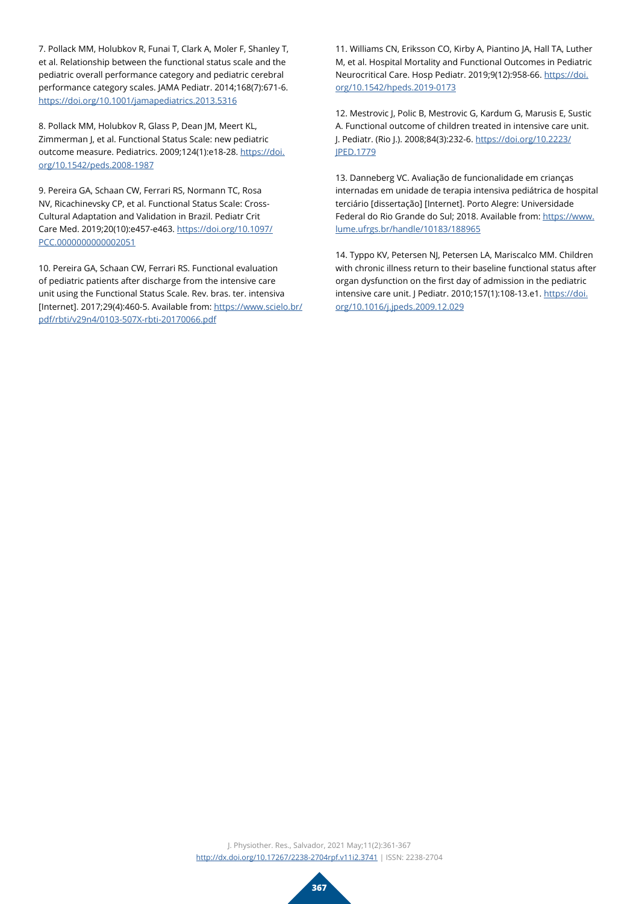7. Pollack MM, Holubkov R, Funai T, Clark A, Moler F, Shanley T, et al. Relationship between the functional status scale and the pediatric overall performance category and pediatric cerebral performance category scales. JAMA Pediatr. 2014;168(7):671-6. https://doi.org/10.1001/jamapediatrics.2013.5316

8. Pollack MM, Holubkov R, Glass P, Dean JM, Meert KL, Zimmerman J, et al. Functional Status Scale: new pediatric outcome measure. Pediatrics. 2009;124(1):e18-28. https://doi.org/10.1542/peds.2008-1987

9. Pereira GA, Schaan CW, Ferrari RS, Normann TC, Rosa NV, Ricachinevsky CP, et al. Functional Status Scale: Cross-Cultural Adaptation and Validation in Brazil. Pediatr Crit Care Med. 2019;20(10):e457-e463. https://doi.org/10.1097/PCC.0000000000002051

10. Pereira GA, Schaan CW, Ferrari RS. Functional evaluation of pediatric patients after discharge from the intensive care unit using the Functional Status Scale. Rev. bras. ter. intensiva [Internet]. 2017;29(4):460-5. Available from: https://www.scielo.br/pdf/rbti/v29n4/0103-507X-rbti-20170066.pdf

11. Williams CN, Eriksson CO, Kirby A, Piantino JA, Hall TA, Luther M, et al. Hospital Mortality and Functional Outcomes in Pediatric Neurocritical Care. Hosp Pediatr. 2019;9(12):958-66. https://doi.org/10.1542/hpeds.2019-0173

12. Mestrovic J, Polic B, Mestrovic G, Kardum G, Marusis E, Sustic A. Functional outcome of children treated in intensive care unit. J. Pediatr. (Rio J.). 2008;84(3):232-6. https://doi.org/10.2223/JPED.1779

13. Danneberg VC. Avaliação de funcionalidade em crianças internadas em unidade de terapia intensiva pediátrica de hospital terciário [dissertação] [Internet]. Porto Alegre: Universidade Federal do Rio Grande do Sul; 2018. Available from: https://www.lume.ufrgs.br/handle/10183/188965

14. Typpo KV, Petersen NJ, Petersen LA, Mariscalco MM. Children with chronic illness return to their baseline functional status after organ dysfunction on the first day of admission in the pediatric intensive care unit. J Pediatr. 2010;157(1):108-13.e1. https://doi.org/10.1016/j.jpeds.2009.12.029